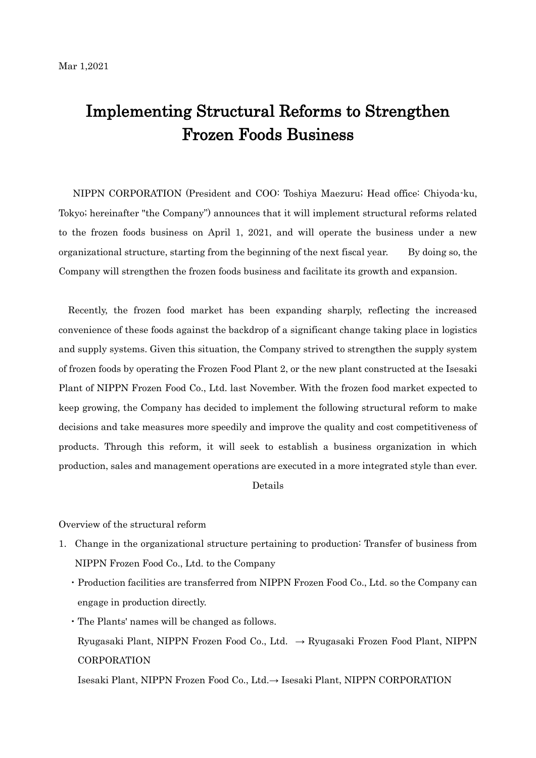Mar 1,2021

# Implementing Structural Reforms to Strengthen Frozen Foods Business

NIPPN CORPORATION (President and COO: Toshiya Maezuru; Head office: Chiyoda-ku, Tokyo; hereinafter "the Company") announces that it will implement structural reforms related to the frozen foods business on April 1, 2021, and will operate the business under a new organizational structure, starting from the beginning of the next fiscal year. By doing so, the Company will strengthen the frozen foods business and facilitate its growth and expansion.

Recently, the frozen food market has been expanding sharply, reflecting the increased convenience of these foods against the backdrop of a significant change taking place in logistics and supply systems. Given this situation, the Company strived to strengthen the supply system of frozen foods by operating the Frozen Food Plant 2, or the new plant constructed at the Isesaki Plant of NIPPN Frozen Food Co., Ltd. last November. With the frozen food market expected to keep growing, the Company has decided to implement the following structural reform to make decisions and take measures more speedily and improve the quality and cost competitiveness of products. Through this reform, it will seek to establish a business organization in which production, sales and management operations are executed in a more integrated style than ever.

Details

Overview of the structural reform

1. Change in the organizational structure pertaining to production: Transfer of business from NIPPN Frozen Food Co., Ltd. to the Company
   - Production facilities are transferred from NIPPN Frozen Food Co., Ltd. so the Company can engage in production directly.
   - The Plants' names will be changed as follows.

     Ryugasaki Plant, NIPPN Frozen Food Co., Ltd. → Ryugasaki Frozen Food Plant, NIPPN CORPORATION

     Isesaki Plant, NIPPN Frozen Food Co., Ltd.→ Isesaki Plant, NIPPN CORPORATION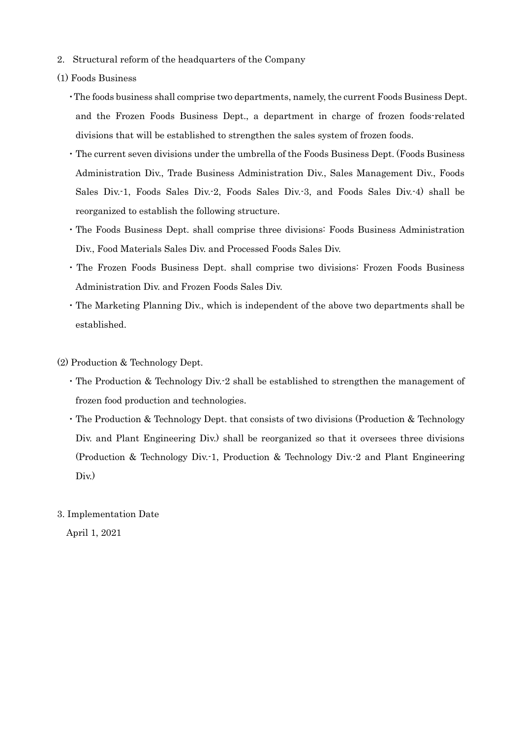## 2. Structural reform of the headquarters of the Company

### (1) Foods Business

- The foods business shall comprise two departments, namely, the current Foods Business Dept. and the Frozen Foods Business Dept., a department in charge of frozen foods-related divisions that will be established to strengthen the sales system of frozen foods.
- The current seven divisions under the umbrella of the Foods Business Dept. (Foods Business Administration Div., Trade Business Administration Div., Sales Management Div., Foods Sales Div.-1, Foods Sales Div.-2, Foods Sales Div.-3, and Foods Sales Div.-4) shall be reorganized to establish the following structure.
- The Foods Business Dept. shall comprise three divisions: Foods Business Administration Div., Food Materials Sales Div. and Processed Foods Sales Div.
- The Frozen Foods Business Dept. shall comprise two divisions: Frozen Foods Business Administration Div. and Frozen Foods Sales Div.
- The Marketing Planning Div., which is independent of the above two departments shall be established.

### (2) Production & Technology Dept.

- The Production & Technology Div.-2 shall be established to strengthen the management of frozen food production and technologies.
- The Production & Technology Dept. that consists of two divisions (Production & Technology Div. and Plant Engineering Div.) shall be reorganized so that it oversees three divisions (Production & Technology Div.-1, Production & Technology Div.-2 and Plant Engineering Div.)

## 3. Implementation Date

April 1, 2021